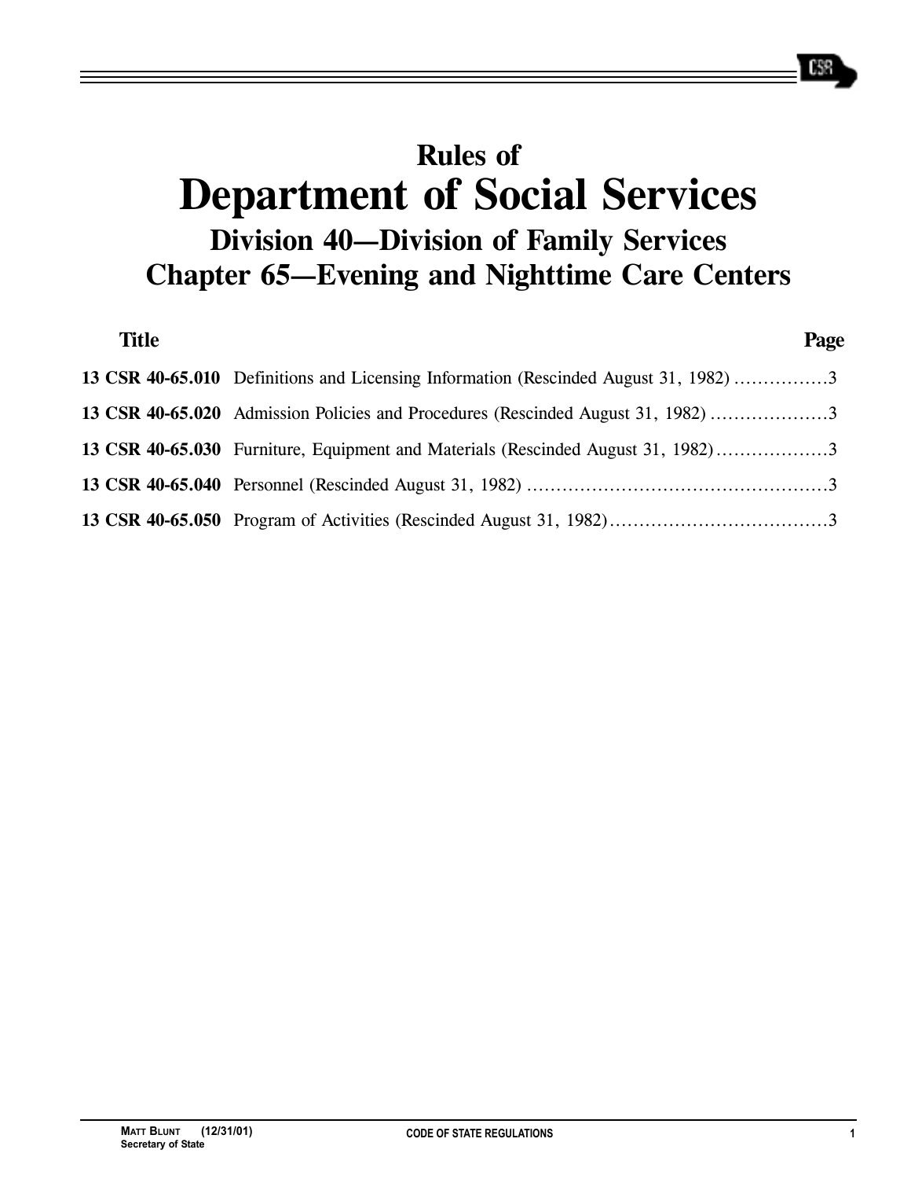# Rules of
# Department of Social Services
## Division 40—Division of Family Services
## Chapter 65—Evening and Nighttime Care Centers

| Title | | Page |
|---|---|---|
| **13 CSR 40-65.010** | Definitions and Licensing Information (Rescinded August 31, 1982) | 3 |
| **13 CSR 40-65.020** | Admission Policies and Procedures (Rescinded August 31, 1982) | 3 |
| **13 CSR 40-65.030** | Furniture, Equipment and Materials (Rescinded August 31, 1982) | 3 |
| **13 CSR 40-65.040** | Personnel (Rescinded August 31, 1982) | 3 |
| **13 CSR 40-65.050** | Program of Activities (Rescinded August 31, 1982) | 3 |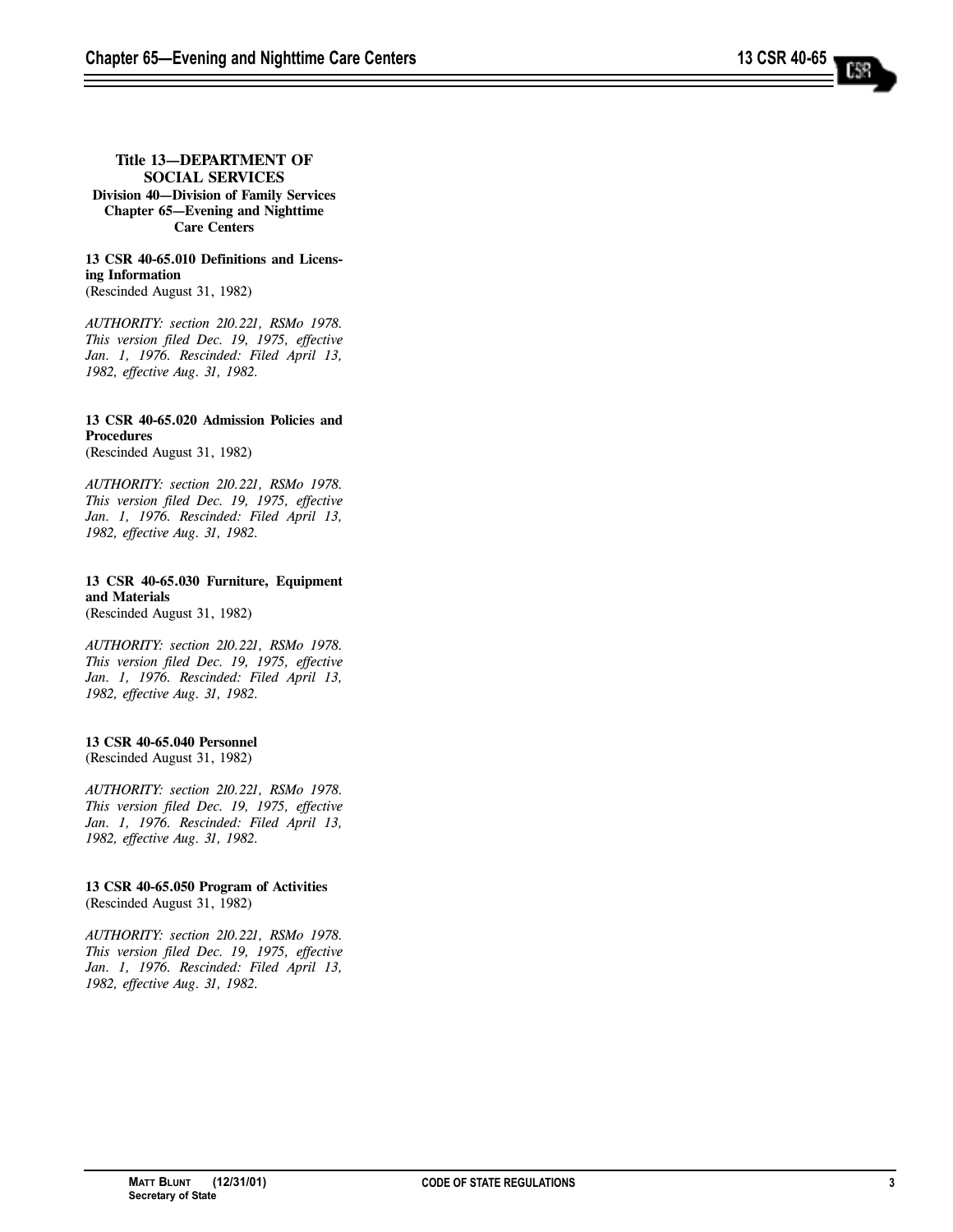**Title 13—DEPARTMENT OF SOCIAL SERVICES**
**Division 40—Division of Family Services**
**Chapter 65—Evening and Nighttime Care Centers**

**13 CSR 40-65.010 Definitions and Licensing Information**
(Rescinded August 31, 1982)

*AUTHORITY: section 210.221, RSMo 1978. This version filed Dec. 19, 1975, effective Jan. 1, 1976. Rescinded: Filed April 13, 1982, effective Aug. 31, 1982.*

**13 CSR 40-65.020 Admission Policies and Procedures**
(Rescinded August 31, 1982)

*AUTHORITY: section 210.221, RSMo 1978. This version filed Dec. 19, 1975, effective Jan. 1, 1976. Rescinded: Filed April 13, 1982, effective Aug. 31, 1982.*

**13 CSR 40-65.030 Furniture, Equipment and Materials**
(Rescinded August 31, 1982)

*AUTHORITY: section 210.221, RSMo 1978. This version filed Dec. 19, 1975, effective Jan. 1, 1976. Rescinded: Filed April 13, 1982, effective Aug. 31, 1982.*

**13 CSR 40-65.040 Personnel**
(Rescinded August 31, 1982)

*AUTHORITY: section 210.221, RSMo 1978. This version filed Dec. 19, 1975, effective Jan. 1, 1976. Rescinded: Filed April 13, 1982, effective Aug. 31, 1982.*

**13 CSR 40-65.050 Program of Activities**
(Rescinded August 31, 1982)

*AUTHORITY: section 210.221, RSMo 1978. This version filed Dec. 19, 1975, effective Jan. 1, 1976. Rescinded: Filed April 13, 1982, effective Aug. 31, 1982.*